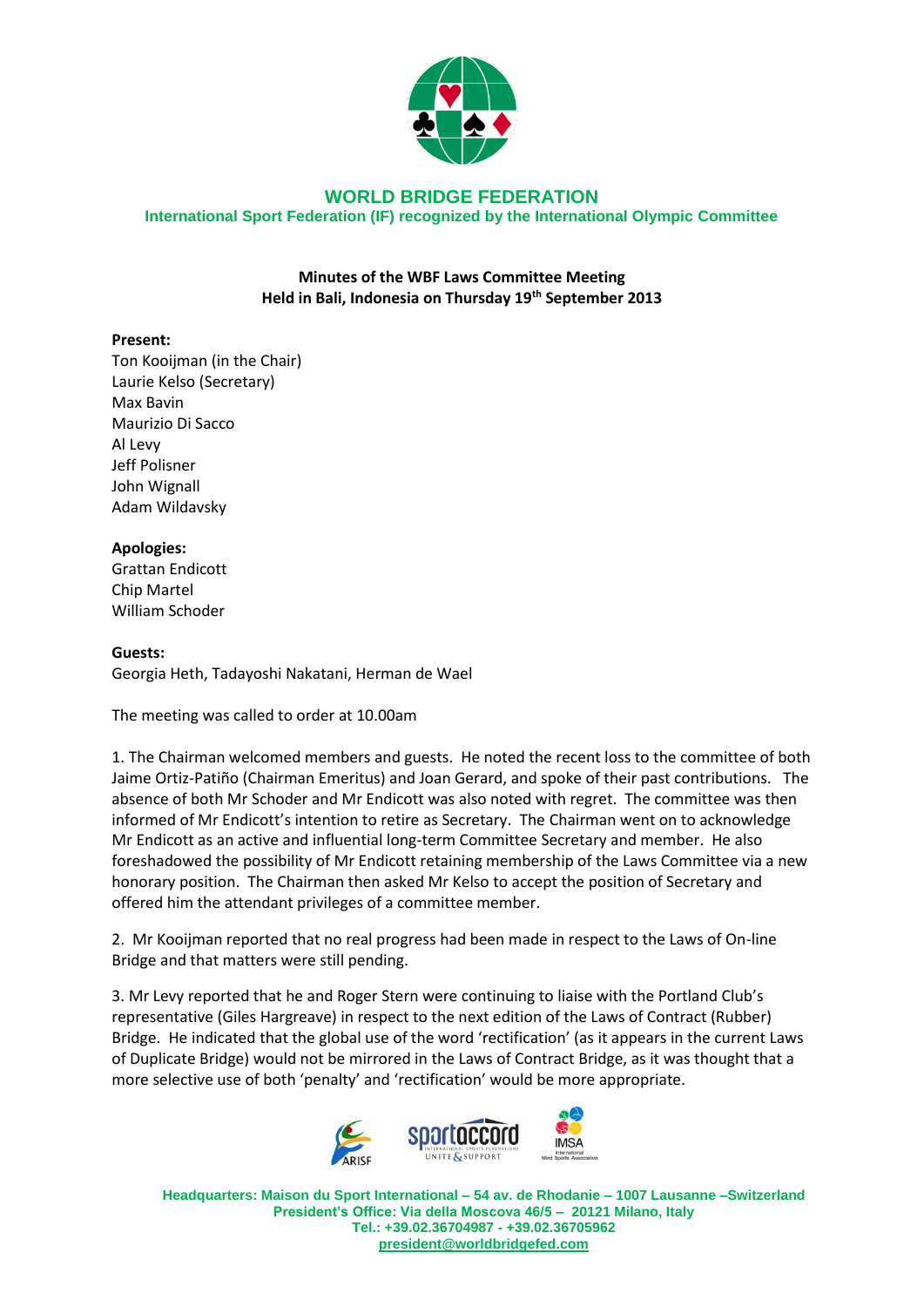# WORLD BRIDGE FEDERATION

**International Sport Federation (IF) recognized by the International Olympic Committee**

**Minutes of the WBF Laws Committee Meeting**
**Held in Bali, Indonesia on Thursday 19th September 2013**

**Present:**
Ton Kooijman (in the Chair)
Laurie Kelso (Secretary)
Max Bavin
Maurizio Di Sacco
Al Levy
Jeff Polisner
John Wignall
Adam Wildavsky

**Apologies:**
Grattan Endicott
Chip Martel
William Schoder

**Guests:**
Georgia Heth, Tadayoshi Nakatani, Herman de Wael

The meeting was called to order at 10.00am

1. The Chairman welcomed members and guests. He noted the recent loss to the committee of both Jaime Ortiz-Patiño (Chairman Emeritus) and Joan Gerard, and spoke of their past contributions. The absence of both Mr Schoder and Mr Endicott was also noted with regret. The committee was then informed of Mr Endicott's intention to retire as Secretary. The Chairman went on to acknowledge Mr Endicott as an active and influential long-term Committee Secretary and member. He also foreshadowed the possibility of Mr Endicott retaining membership of the Laws Committee via a new honorary position. The Chairman then asked Mr Kelso to accept the position of Secretary and offered him the attendant privileges of a committee member.

2. Mr Kooijman reported that no real progress had been made in respect to the Laws of On-line Bridge and that matters were still pending.

3. Mr Levy reported that he and Roger Stern were continuing to liaise with the Portland Club's representative (Giles Hargreave) in respect to the next edition of the Laws of Contract (Rubber) Bridge. He indicated that the global use of the word 'rectification' (as it appears in the current Laws of Duplicate Bridge) would not be mirrored in the Laws of Contract Bridge, as it was thought that a more selective use of both 'penalty' and 'rectification' would be more appropriate.

Headquarters: Maison du Sport International – 54 av. de Rhodanie – 1007 Lausanne –Switzerland
President's Office: Via della Moscova 46/5 – 20121 Milano, Italy
Tel.: +39.02.36704987 - +39.02.36705962
president@worldbridgefed.com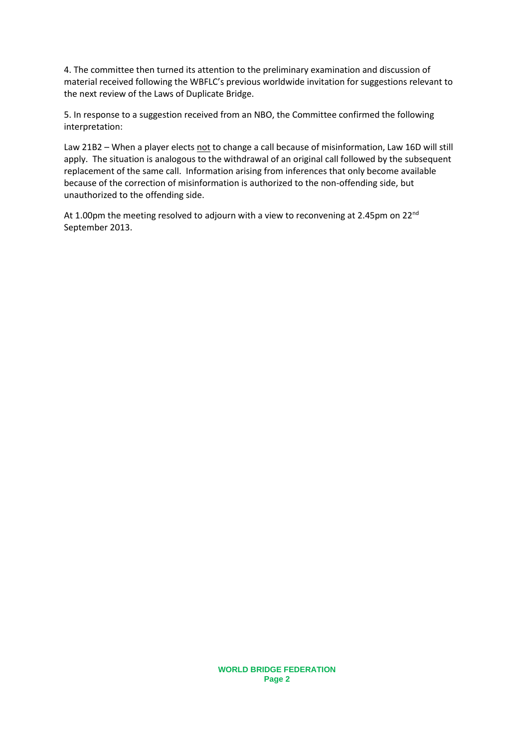4. The committee then turned its attention to the preliminary examination and discussion of material received following the WBFLC's previous worldwide invitation for suggestions relevant to the next review of the Laws of Duplicate Bridge.

5. In response to a suggestion received from an NBO, the Committee confirmed the following interpretation:

Law 21B2 – When a player elects <u>not</u> to change a call because of misinformation, Law 16D will still apply. The situation is analogous to the withdrawal of an original call followed by the subsequent replacement of the same call. Information arising from inferences that only become available because of the correction of misinformation is authorized to the non-offending side, but unauthorized to the offending side.

At 1.00pm the meeting resolved to adjourn with a view to reconvening at 2.45pm on 22nd September 2013.